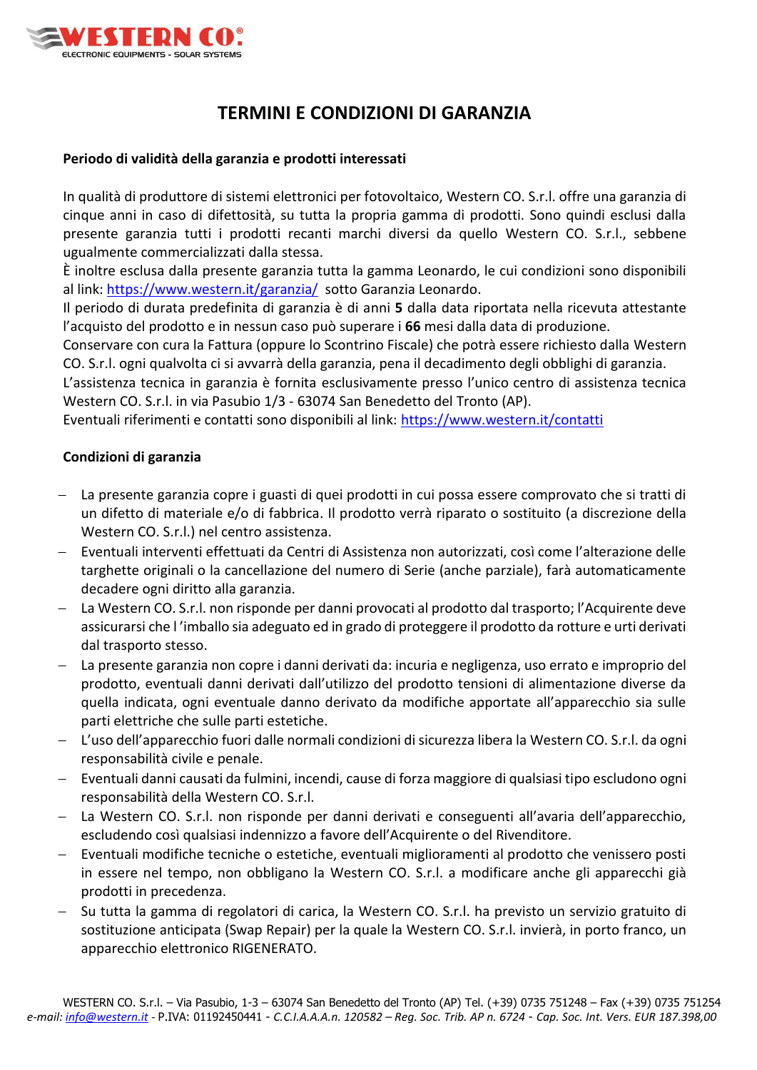# TERMINI E CONDIZIONI DI GARANZIA

**Periodo di validità della garanzia e prodotti interessati**

In qualità di produttore di sistemi elettronici per fotovoltaico, Western CO. S.r.l. offre una garanzia di cinque anni in caso di difettosità, su tutta la propria gamma di prodotti. Sono quindi esclusi dalla presente garanzia tutti i prodotti recanti marchi diversi da quello Western CO. S.r.l., sebbene ugualmente commercializzati dalla stessa.
È inoltre esclusa dalla presente garanzia tutta la gamma Leonardo, le cui condizioni sono disponibili al link: [https://www.western.it/garanzia/](https://www.western.it/garanzia/) sotto Garanzia Leonardo.
Il periodo di durata predefinita di garanzia è di anni **5** dalla data riportata nella ricevuta attestante l'acquisto del prodotto e in nessun caso può superare i **66** mesi dalla data di produzione.
Conservare con cura la Fattura (oppure lo Scontrino Fiscale) che potrà essere richiesto dalla Western CO. S.r.l. ogni qualvolta ci si avvarrà della garanzia, pena il decadimento degli obblighi di garanzia.
L'assistenza tecnica in garanzia è fornita esclusivamente presso l'unico centro di assistenza tecnica Western CO. S.r.l. in via Pasubio 1/3 - 63074 San Benedetto del Tronto (AP).
Eventuali riferimenti e contatti sono disponibili al link: [https://www.western.it/contatti](https://www.western.it/contatti)

**Condizioni di garanzia**

- La presente garanzia copre i guasti di quei prodotti in cui possa essere comprovato che si tratti di un difetto di materiale e/o di fabbrica. Il prodotto verrà riparato o sostituito (a discrezione della Western CO. S.r.l.) nel centro assistenza.
- Eventuali interventi effettuati da Centri di Assistenza non autorizzati, così come l'alterazione delle targhette originali o la cancellazione del numero di Serie (anche parziale), farà automaticamente decadere ogni diritto alla garanzia.
- La Western CO. S.r.l. non risponde per danni provocati al prodotto dal trasporto; l'Acquirente deve assicurarsi che l'imballo sia adeguato ed in grado di proteggere il prodotto da rotture e urti derivati dal trasporto stesso.
- La presente garanzia non copre i danni derivati da: incuria e negligenza, uso errato e improprio del prodotto, eventuali danni derivati dall'utilizzo del prodotto tensioni di alimentazione diverse da quella indicata, ogni eventuale danno derivato da modifiche apportate all'apparecchio sia sulle parti elettriche che sulle parti estetiche.
- L'uso dell'apparecchio fuori dalle normali condizioni di sicurezza libera la Western CO. S.r.l. da ogni responsabilità civile e penale.
- Eventuali danni causati da fulmini, incendi, cause di forza maggiore di qualsiasi tipo escludono ogni responsabilità della Western CO. S.r.l.
- La Western CO. S.r.l. non risponde per danni derivati e conseguenti all'avaria dell'apparecchio, escludendo così qualsiasi indennizzo a favore dell'Acquirente o del Rivenditore.
- Eventuali modifiche tecniche o estetiche, eventuali miglioramenti al prodotto che venissero posti in essere nel tempo, non obbligano la Western CO. S.r.l. a modificare anche gli apparecchi già prodotti in precedenza.
- Su tutta la gamma di regolatori di carica, la Western CO. S.r.l. ha previsto un servizio gratuito di sostituzione anticipata (Swap Repair) per la quale la Western CO. S.r.l. invierà, in porto franco, un apparecchio elettronico RIGENERATO.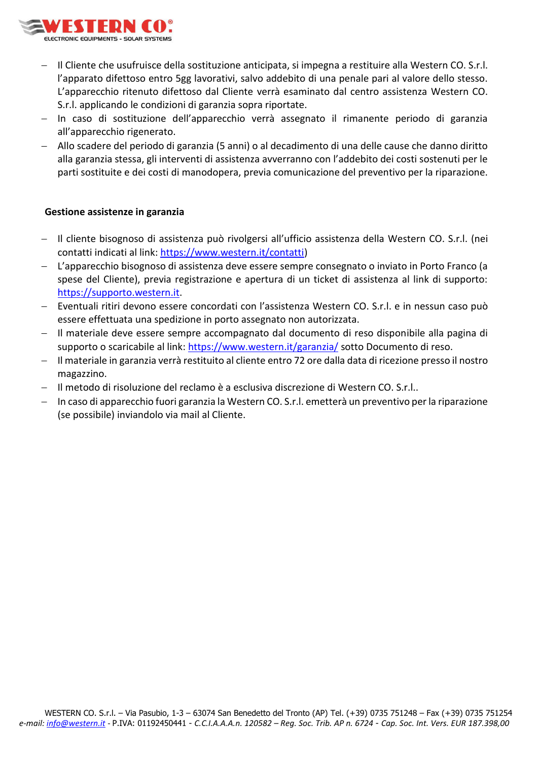- Il Cliente che usufruisce della sostituzione anticipata, si impegna a restituire alla Western CO. S.r.l. l'apparato difettoso entro 5gg lavorativi, salvo addebito di una penale pari al valore dello stesso. L'apparecchio ritenuto difettoso dal Cliente verrà esaminato dal centro assistenza Western CO. S.r.l. applicando le condizioni di garanzia sopra riportate.
- In caso di sostituzione dell'apparecchio verrà assegnato il rimanente periodo di garanzia all'apparecchio rigenerato.
- Allo scadere del periodo di garanzia (5 anni) o al decadimento di una delle cause che danno diritto alla garanzia stessa, gli interventi di assistenza avverranno con l'addebito dei costi sostenuti per le parti sostituite e dei costi di manodopera, previa comunicazione del preventivo per la riparazione.

**Gestione assistenze in garanzia**

- Il cliente bisognoso di assistenza può rivolgersi all'ufficio assistenza della Western CO. S.r.l. (nei contatti indicati al link: [https://www.western.it/contatti](https://www.western.it/contatti))
- L'apparecchio bisognoso di assistenza deve essere sempre consegnato o inviato in Porto Franco (a spese del Cliente), previa registrazione e apertura di un ticket di assistenza al link di supporto: [https://supporto.western.it](https://supporto.western.it).
- Eventuali ritiri devono essere concordati con l'assistenza Western CO. S.r.l. e in nessun caso può essere effettuata una spedizione in porto assegnato non autorizzata.
- Il materiale deve essere sempre accompagnato dal documento di reso disponibile alla pagina di supporto o scaricabile al link: [https://www.western.it/garanzia/](https://www.western.it/garanzia/) sotto Documento di reso.
- Il materiale in garanzia verrà restituito al cliente entro 72 ore dalla data di ricezione presso il nostro magazzino.
- Il metodo di risoluzione del reclamo è a esclusiva discrezione di Western CO. S.r.l..
- In caso di apparecchio fuori garanzia la Western CO. S.r.l. emetterà un preventivo per la riparazione (se possibile) inviandolo via mail al Cliente.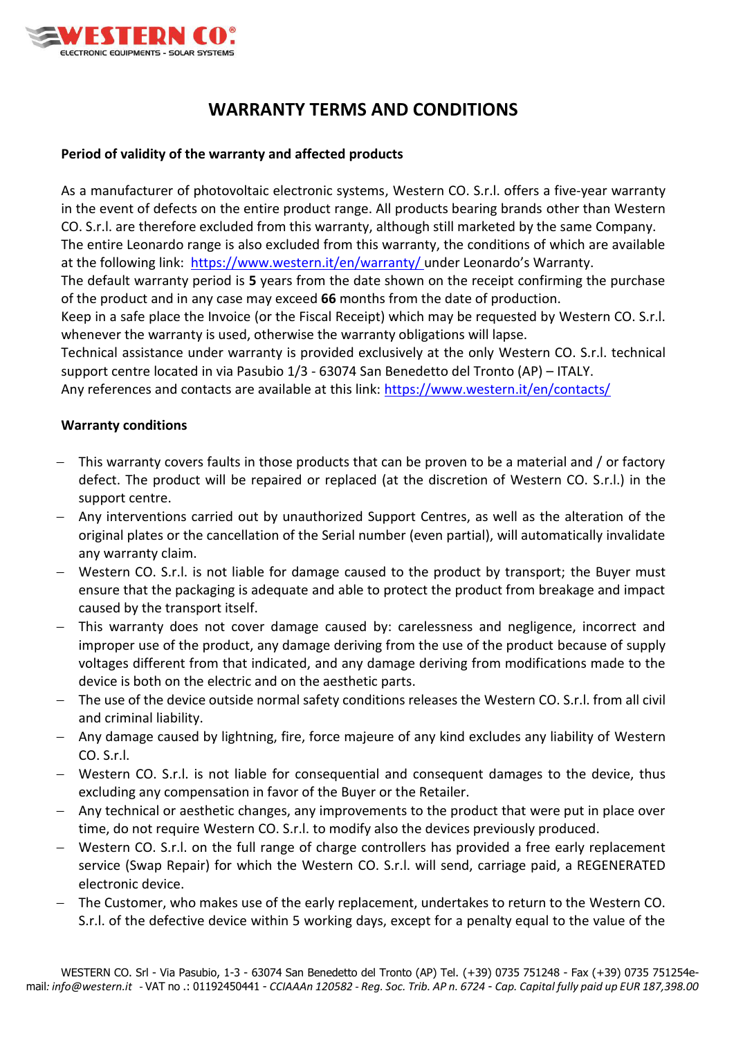# WARRANTY TERMS AND CONDITIONS

**Period of validity of the warranty and affected products**

As a manufacturer of photovoltaic electronic systems, Western CO. S.r.l. offers a five-year warranty in the event of defects on the entire product range. All products bearing brands other than Western CO. S.r.l. are therefore excluded from this warranty, although still marketed by the same Company. The entire Leonardo range is also excluded from this warranty, the conditions of which are available at the following link: https://www.western.it/en/warranty/ under Leonardo's Warranty.
The default warranty period is **5** years from the date shown on the receipt confirming the purchase of the product and in any case may exceed **66** months from the date of production.
Keep in a safe place the Invoice (or the Fiscal Receipt) which may be requested by Western CO. S.r.l. whenever the warranty is used, otherwise the warranty obligations will lapse.
Technical assistance under warranty is provided exclusively at the only Western CO. S.r.l. technical support centre located in via Pasubio 1/3 - 63074 San Benedetto del Tronto (AP) – ITALY.
Any references and contacts are available at this link: https://www.western.it/en/contacts/

**Warranty conditions**

- This warranty covers faults in those products that can be proven to be a material and / or factory defect. The product will be repaired or replaced (at the discretion of Western CO. S.r.l.) in the support centre.
- Any interventions carried out by unauthorized Support Centres, as well as the alteration of the original plates or the cancellation of the Serial number (even partial), will automatically invalidate any warranty claim.
- Western CO. S.r.l. is not liable for damage caused to the product by transport; the Buyer must ensure that the packaging is adequate and able to protect the product from breakage and impact caused by the transport itself.
- This warranty does not cover damage caused by: carelessness and negligence, incorrect and improper use of the product, any damage deriving from the use of the product because of supply voltages different from that indicated, and any damage deriving from modifications made to the device is both on the electric and on the aesthetic parts.
- The use of the device outside normal safety conditions releases the Western CO. S.r.l. from all civil and criminal liability.
- Any damage caused by lightning, fire, force majeure of any kind excludes any liability of Western CO. S.r.l.
- Western CO. S.r.l. is not liable for consequential and consequent damages to the device, thus excluding any compensation in favor of the Buyer or the Retailer.
- Any technical or aesthetic changes, any improvements to the product that were put in place over time, do not require Western CO. S.r.l. to modify also the devices previously produced.
- Western CO. S.r.l. on the full range of charge controllers has provided a free early replacement service (Swap Repair) for which the Western CO. S.r.l. will send, carriage paid, a REGENERATED electronic device.
- The Customer, who makes use of the early replacement, undertakes to return to the Western CO. S.r.l. of the defective device within 5 working days, except for a penalty equal to the value of the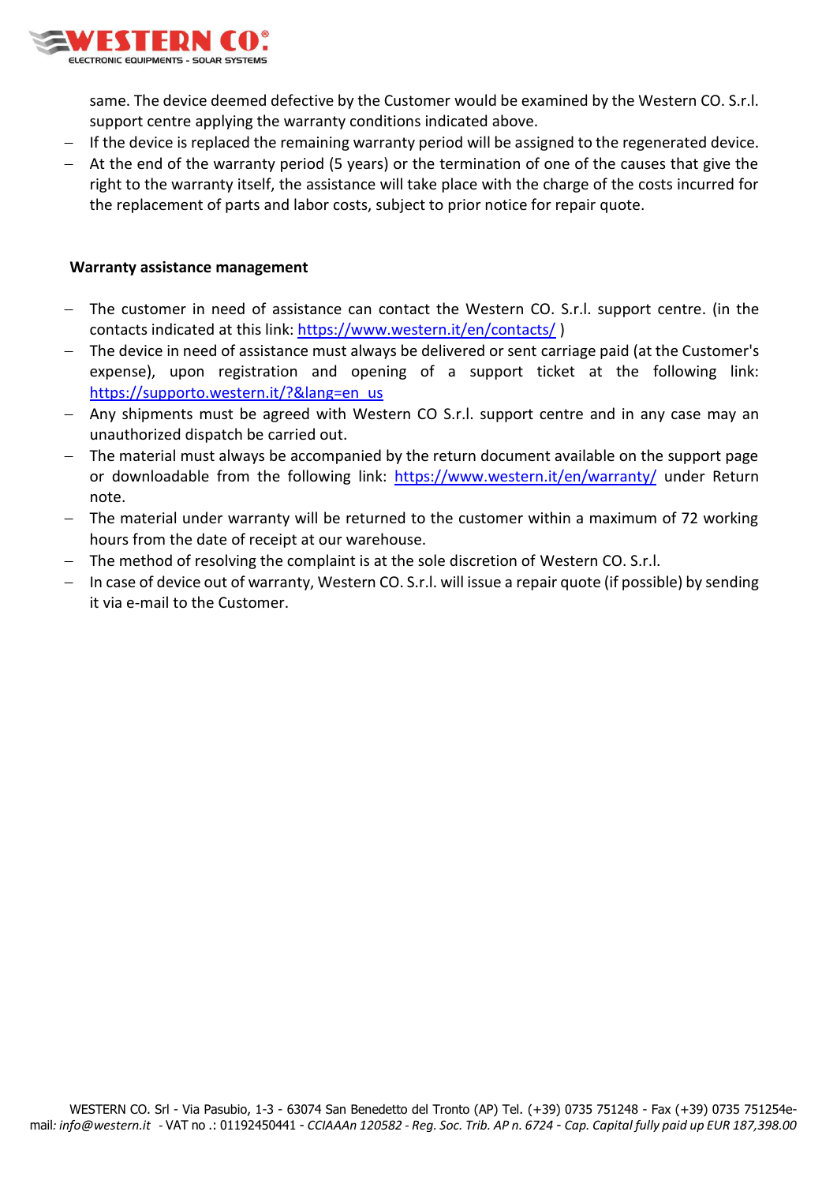same. The device deemed defective by the Customer would be examined by the Western CO. S.r.l. support centre applying the warranty conditions indicated above.

- If the device is replaced the remaining warranty period will be assigned to the regenerated device.
- At the end of the warranty period (5 years) or the termination of one of the causes that give the right to the warranty itself, the assistance will take place with the charge of the costs incurred for the replacement of parts and labor costs, subject to prior notice for repair quote.

**Warranty assistance management**

- The customer in need of assistance can contact the Western CO. S.r.l. support centre. (in the contacts indicated at this link: https://www.western.it/en/contacts/ )
- The device in need of assistance must always be delivered or sent carriage paid (at the Customer's expense), upon registration and opening of a support ticket at the following link: https://supporto.western.it/?&lang=en_us
- Any shipments must be agreed with Western CO S.r.l. support centre and in any case may an unauthorized dispatch be carried out.
- The material must always be accompanied by the return document available on the support page or downloadable from the following link: https://www.western.it/en/warranty/ under Return note.
- The material under warranty will be returned to the customer within a maximum of 72 working hours from the date of receipt at our warehouse.
- The method of resolving the complaint is at the sole discretion of Western CO. S.r.l.
- In case of device out of warranty, Western CO. S.r.l. will issue a repair quote (if possible) by sending it via e-mail to the Customer.